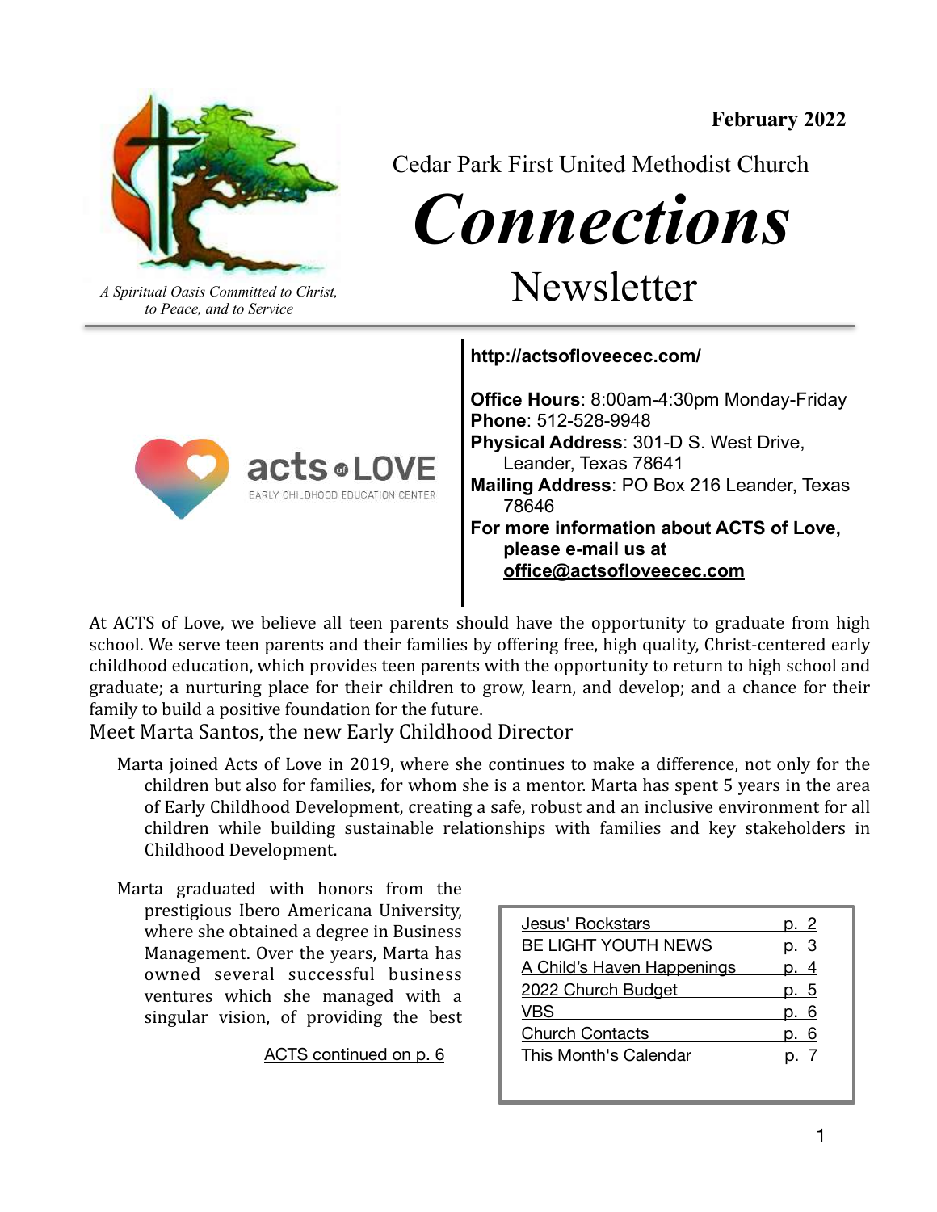February 2022

Cedar Park First United Methodist Church

# *Connections*

## Newsletter

*A Spiritual Oasis Committed to Christ, to Peace, and to Service*

acts of LOVE
EARLY CHILDHOOD EDUCATION CENTER

**http://actsofloveecec.com/**

**Office Hours**: 8:00am-4:30pm Monday-Friday
**Phone**: 512-528-9948
**Physical Address**: 301-D S. West Drive, Leander, Texas 78641
**Mailing Address**: PO Box 216 Leander, Texas 78646
**For more information about ACTS of Love, please e-mail us at office@actsofloveecec.com**

At ACTS of Love, we believe all teen parents should have the opportunity to graduate from high school. We serve teen parents and their families by offering free, high quality, Christ-centered early childhood education, which provides teen parents with the opportunity to return to high school and graduate; a nurturing place for their children to grow, learn, and develop; and a chance for their family to build a positive foundation for the future.

### Meet Marta Santos, the new Early Childhood Director

Marta joined Acts of Love in 2019, where she continues to make a difference, not only for the children but also for families, for whom she is a mentor. Marta has spent 5 years in the area of Early Childhood Development, creating a safe, robust and an inclusive environment for all children while building sustainable relationships with families and key stakeholders in Childhood Development.

Marta graduated with honors from the prestigious Ibero Americana University, where she obtained a degree in Business Management. Over the years, Marta has owned several successful business ventures which she managed with a singular vision, of providing the best

ACTS continued on p. 6

| | |
|---|---|
| Jesus' Rockstars | p. 2 |
| BE LIGHT YOUTH NEWS | p. 3 |
| A Child's Haven Happenings | p. 4 |
| 2022 Church Budget | p. 5 |
| VBS | p. 6 |
| Church Contacts | p. 6 |
| This Month's Calendar | p. 7 |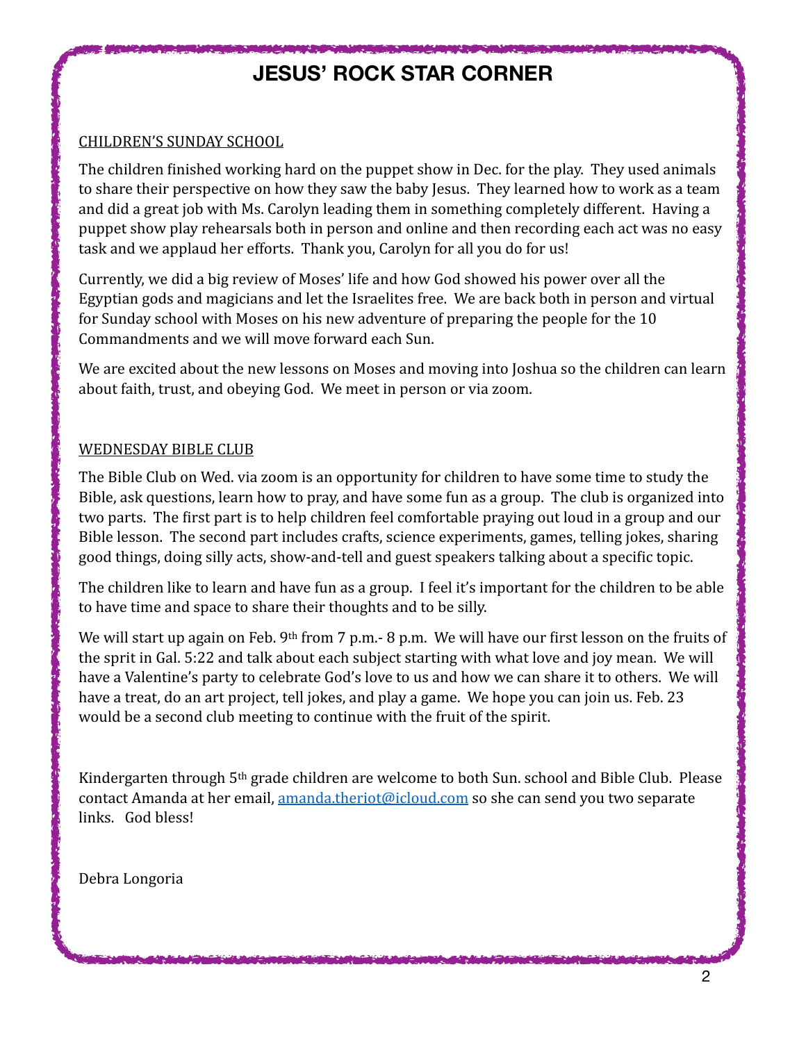# JESUS' ROCK STAR CORNER

CHILDREN'S SUNDAY SCHOOL

The children finished working hard on the puppet show in Dec. for the play. They used animals to share their perspective on how they saw the baby Jesus. They learned how to work as a team and did a great job with Ms. Carolyn leading them in something completely different. Having a puppet show play rehearsals both in person and online and then recording each act was no easy task and we applaud her efforts. Thank you, Carolyn for all you do for us!

Currently, we did a big review of Moses' life and how God showed his power over all the Egyptian gods and magicians and let the Israelites free. We are back both in person and virtual for Sunday school with Moses on his new adventure of preparing the people for the 10 Commandments and we will move forward each Sun.

We are excited about the new lessons on Moses and moving into Joshua so the children can learn about faith, trust, and obeying God. We meet in person or via zoom.

WEDNESDAY BIBLE CLUB

The Bible Club on Wed. via zoom is an opportunity for children to have some time to study the Bible, ask questions, learn how to pray, and have some fun as a group. The club is organized into two parts. The first part is to help children feel comfortable praying out loud in a group and our Bible lesson. The second part includes crafts, science experiments, games, telling jokes, sharing good things, doing silly acts, show-and-tell and guest speakers talking about a specific topic.

The children like to learn and have fun as a group. I feel it's important for the children to be able to have time and space to share their thoughts and to be silly.

We will start up again on Feb. 9th from 7 p.m.- 8 p.m. We will have our first lesson on the fruits of the sprit in Gal. 5:22 and talk about each subject starting with what love and joy mean. We will have a Valentine's party to celebrate God's love to us and how we can share it to others. We will have a treat, do an art project, tell jokes, and play a game. We hope you can join us. Feb. 23 would be a second club meeting to continue with the fruit of the spirit.

Kindergarten through 5th grade children are welcome to both Sun. school and Bible Club. Please contact Amanda at her email, amanda.theriot@icloud.com so she can send you two separate links. God bless!

Debra Longoria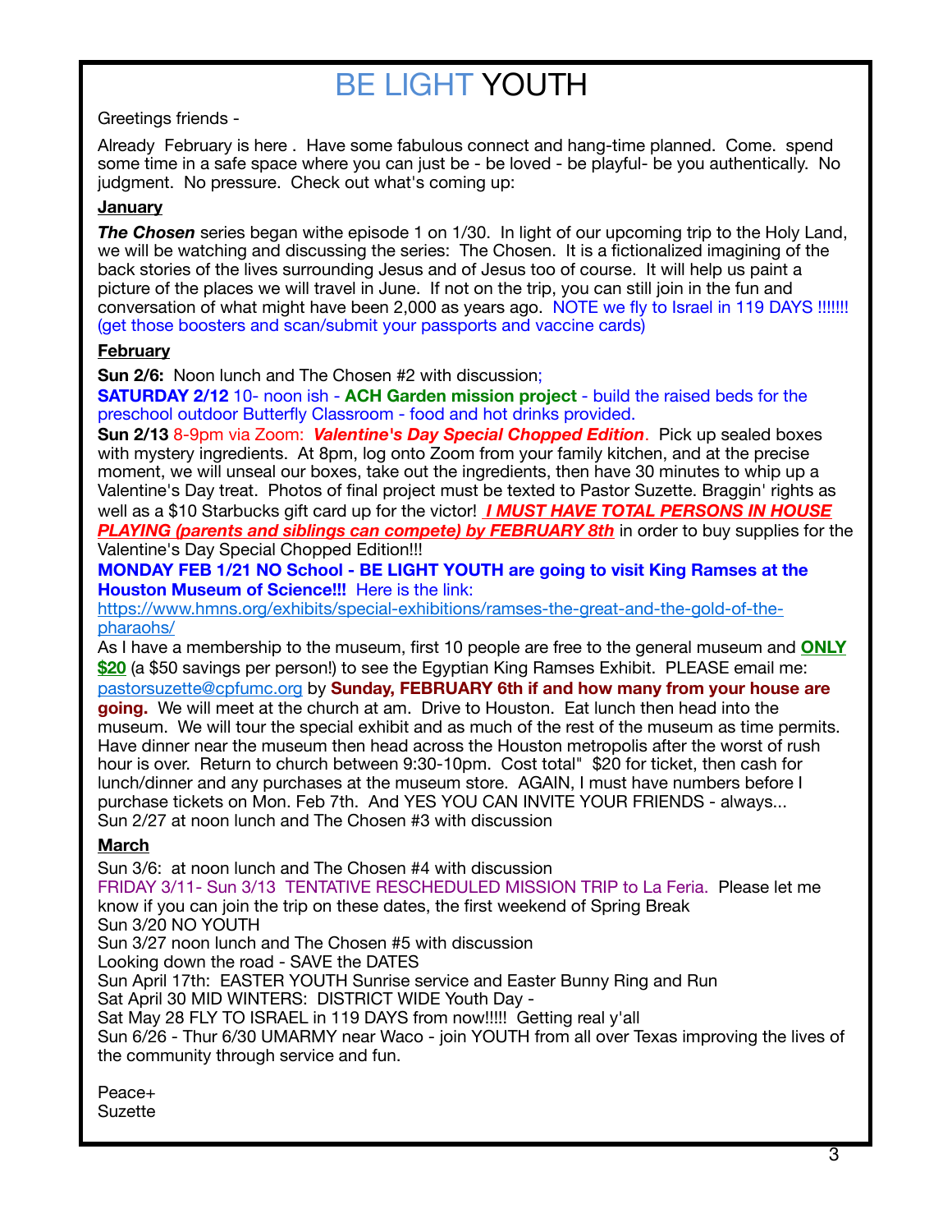# BE LIGHT YOUTH

Greetings friends -

Already February is here . Have some fabulous connect and hang-time planned. Come. spend some time in a safe space where you can just be - be loved - be playful- be you authentically. No judgment. No pressure. Check out what's coming up:

**January**

***The Chosen*** series began withe episode 1 on 1/30. In light of our upcoming trip to the Holy Land, we will be watching and discussing the series: The Chosen. It is a fictionalized imagining of the back stories of the lives surrounding Jesus and of Jesus too of course. It will help us paint a picture of the places we will travel in June. If not on the trip, you can still join in the fun and conversation of what might have been 2,000 as years ago. NOTE we fly to Israel in 119 DAYS !!!!!! (get those boosters and scan/submit your passports and vaccine cards)

**February**

**Sun 2/6:** Noon lunch and The Chosen #2 with discussion;
**SATURDAY 2/12** 10- noon ish - **ACH Garden mission project** - build the raised beds for the preschool outdoor Butterfly Classroom - food and hot drinks provided.
**Sun 2/13** 8-9pm via Zoom: ***Valentine's Day Special Chopped Edition***. Pick up sealed boxes with mystery ingredients. At 8pm, log onto Zoom from your family kitchen, and at the precise moment, we will unseal our boxes, take out the ingredients, then have 30 minutes to whip up a Valentine's Day treat. Photos of final project must be texted to Pastor Suzette. Braggin' rights as well as a $10 Starbucks gift card up for the victor! ***I MUST HAVE TOTAL PERSONS IN HOUSE PLAYING (parents and siblings can compete) by FEBRUARY 8th*** in order to buy supplies for the Valentine's Day Special Chopped Edition!!!
**MONDAY FEB 1/21 NO School - BE LIGHT YOUTH are going to visit King Ramses at the Houston Museum of Science!!!** Here is the link:
https://www.hmns.org/exhibits/special-exhibitions/ramses-the-great-and-the-gold-of-the-pharaohs/
As I have a membership to the museum, first 10 people are free to the general museum and **ONLY $20** (a $50 savings per person!) to see the Egyptian King Ramses Exhibit. PLEASE email me: pastorsuzette@cpfumc.org by **Sunday, FEBRUARY 6th if and how many from your house are going.** We will meet at the church at am. Drive to Houston. Eat lunch then head into the museum. We will tour the special exhibit and as much of the rest of the museum as time permits. Have dinner near the museum then head across the Houston metropolis after the worst of rush hour is over. Return to church between 9:30-10pm. Cost total" $20 for ticket, then cash for lunch/dinner and any purchases at the museum store. AGAIN, I must have numbers before I purchase tickets on Mon. Feb 7th. And YES YOU CAN INVITE YOUR FRIENDS - always...
Sun 2/27 at noon lunch and The Chosen #3 with discussion

**March**

Sun 3/6: at noon lunch and The Chosen #4 with discussion
FRIDAY 3/11- Sun 3/13 TENTATIVE RESCHEDULED MISSION TRIP to La Feria. Please let me know if you can join the trip on these dates, the first weekend of Spring Break
Sun 3/20 NO YOUTH
Sun 3/27 noon lunch and The Chosen #5 with discussion
Looking down the road - SAVE the DATES
Sun April 17th: EASTER YOUTH Sunrise service and Easter Bunny Ring and Run
Sat April 30 MID WINTERS: DISTRICT WIDE Youth Day -
Sat May 28 FLY TO ISRAEL in 119 DAYS from now!!!!! Getting real y'all
Sun 6/26 - Thur 6/30 UMARMY near Waco - join YOUTH from all over Texas improving the lives of the community through service and fun.

Peace+
Suzette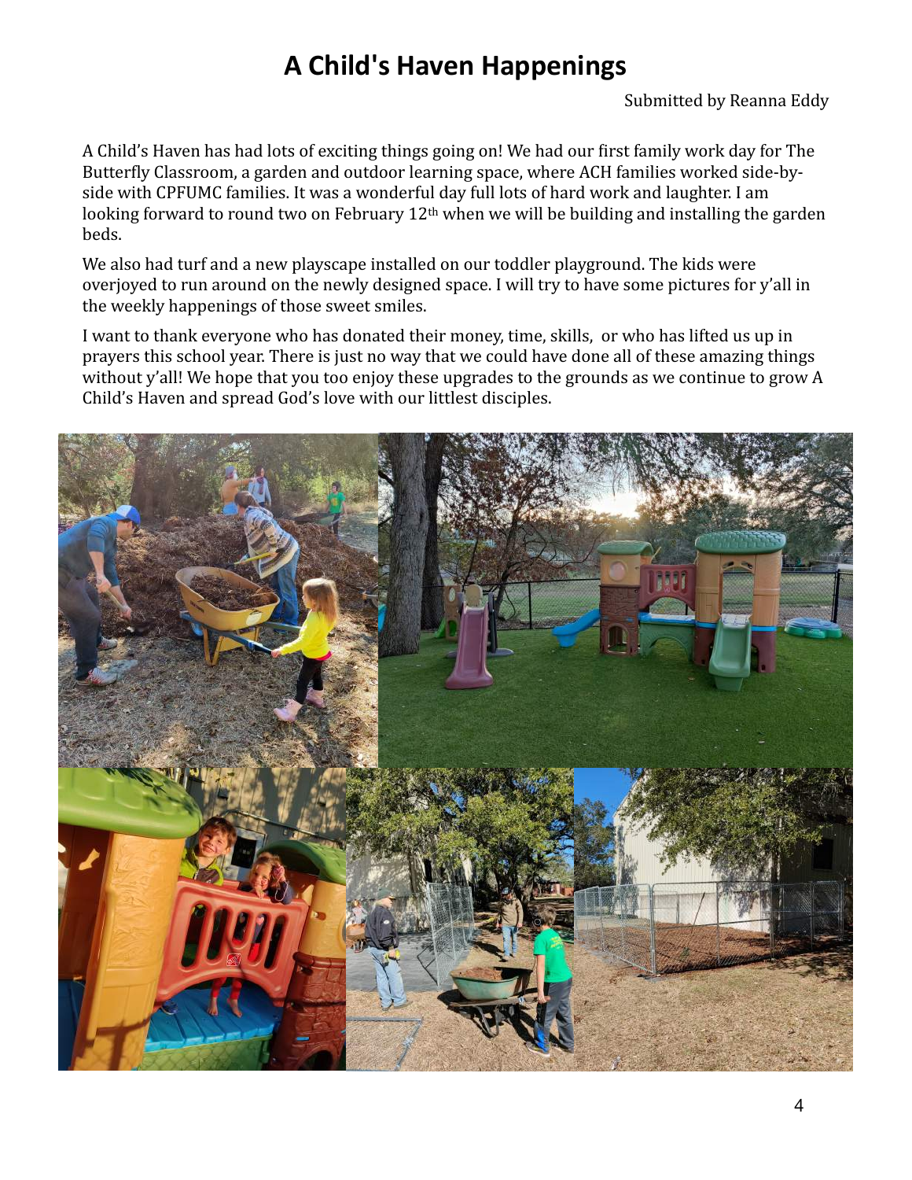# A Child's Haven Happenings

Submitted by Reanna Eddy

A Child's Haven has had lots of exciting things going on! We had our first family work day for The Butterfly Classroom, a garden and outdoor learning space, where ACH families worked side-by-side with CPFUMC families. It was a wonderful day full lots of hard work and laughter. I am looking forward to round two on February 12th when we will be building and installing the garden beds.

We also had turf and a new playscape installed on our toddler playground. The kids were overjoyed to run around on the newly designed space. I will try to have some pictures for y'all in the weekly happenings of those sweet smiles.

I want to thank everyone who has donated their money, time, skills, or who has lifted us up in prayers this school year. There is just no way that we could have done all of these amazing things without y'all! We hope that you too enjoy these upgrades to the grounds as we continue to grow A Child's Haven and spread God's love with our littlest disciples.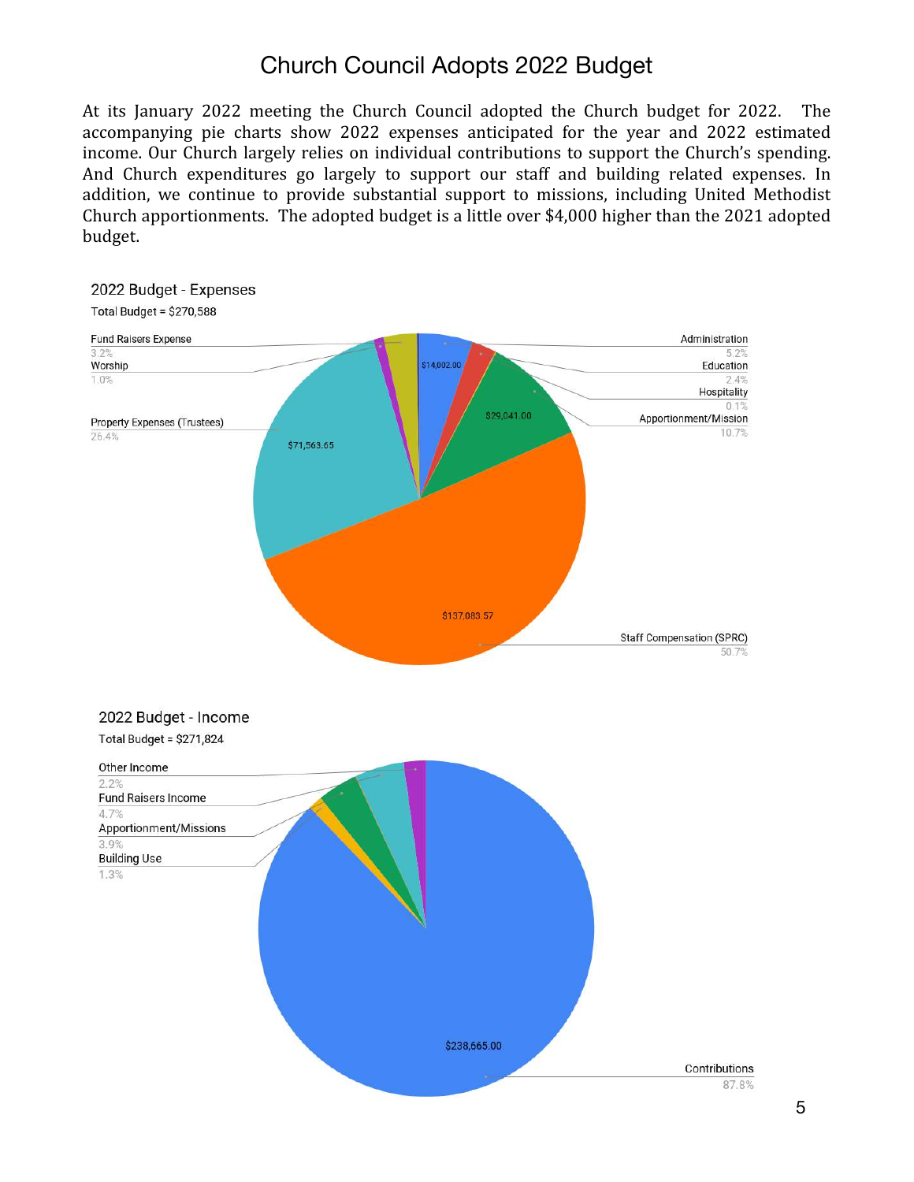# Church Council Adopts 2022 Budget

At its January 2022 meeting the Church Council adopted the Church budget for 2022. The accompanying pie charts show 2022 expenses anticipated for the year and 2022 estimated income. Our Church largely relies on individual contributions to support the Church's spending. And Church expenditures go largely to support our staff and building related expenses. In addition, we continue to provide substantial support to missions, including United Methodist Church apportionments. The adopted budget is a little over $4,000 higher than the 2021 adopted budget.

## 2022 Budget - Expenses

Total Budget = $270,588

| Category | Percent | Amount |
| --- | --- | --- |
| Administration | 5.2% | $14,002.00 |
| Education | 2.4% | |
| Hospitality | 0.1% | |
| Apportionment/Mission | 10.7% | $29,041.00 |
| Staff Compensation (SPRC) | 50.7% | $137,083.57 |
| Property Expenses (Trustees) | 26.4% | $71,563.65 |
| Worship | 1.0% | |
| Fund Raisers Expense | 3.2% | |

## 2022 Budget - Income

Total Budget = $271,824

| Category | Percent | Amount |
| --- | --- | --- |
| Contributions | 87.8% | $238,665.00 |
| Other Income | 2.2% | |
| Fund Raisers Income | 4.7% | |
| Apportionment/Missions | 3.9% | |
| Building Use | 1.3% | |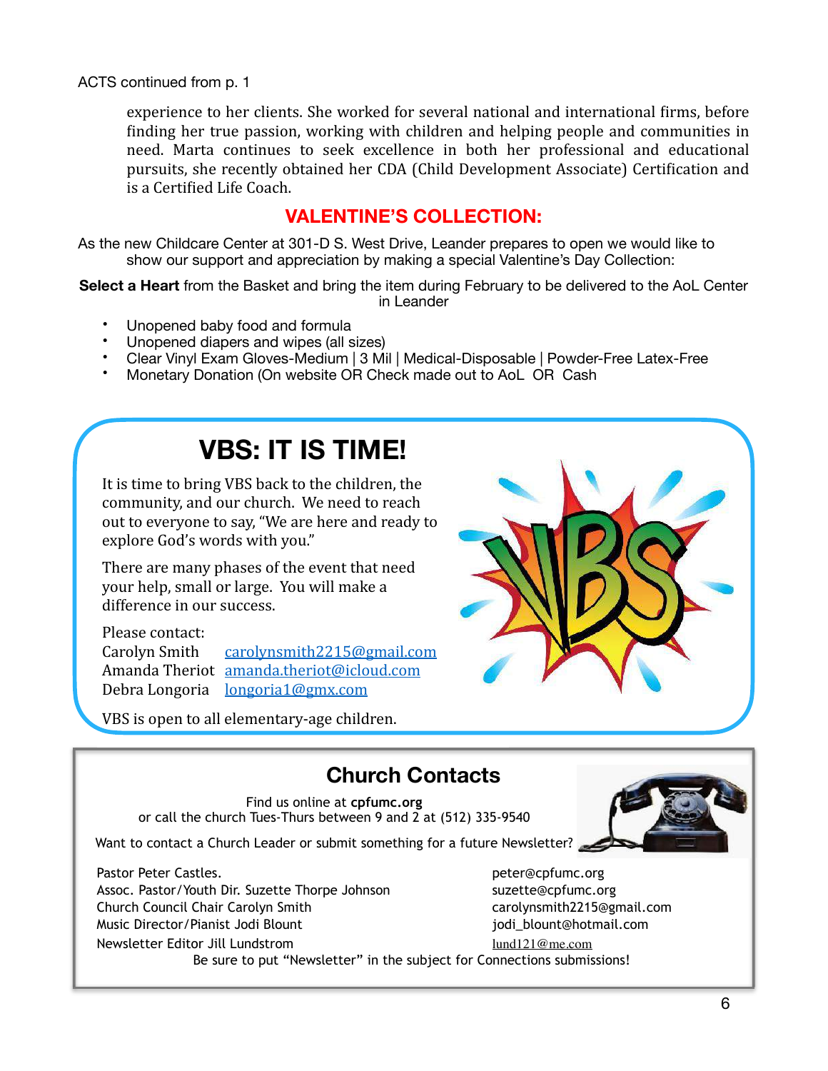ACTS continued from p. 1

experience to her clients. She worked for several national and international firms, before finding her true passion, working with children and helping people and communities in need. Marta continues to seek excellence in both her professional and educational pursuits, she recently obtained her CDA (Child Development Associate) Certification and is a Certified Life Coach.

## VALENTINE'S COLLECTION:

As the new Childcare Center at 301-D S. West Drive, Leander prepares to open we would like to show our support and appreciation by making a special Valentine's Day Collection:

**Select a Heart** from the Basket and bring the item during February to be delivered to the AoL Center in Leander

- Unopened baby food and formula
- Unopened diapers and wipes (all sizes)
- Clear Vinyl Exam Gloves-Medium | 3 Mil | Medical-Disposable | Powder-Free Latex-Free
- Monetary Donation (On website OR Check made out to AoL OR Cash

## VBS: IT IS TIME!

It is time to bring VBS back to the children, the community, and our church. We need to reach out to everyone to say, "We are here and ready to explore God's words with you."

There are many phases of the event that need your help, small or large. You will make a difference in our success.

Please contact:
Carolyn Smith carolynsmith2215@gmail.com
Amanda Theriot amanda.theriot@icloud.com
Debra Longoria longoria1@gmx.com

VBS is open to all elementary-age children.

## Church Contacts

Find us online at **cpfumc.org**
or call the church Tues-Thurs between 9 and 2 at (512) 335-9540

Want to contact a Church Leader or submit something for a future Newsletter?

| | |
|---|---|
| Pastor Peter Castles. | peter@cpfumc.org |
| Assoc. Pastor/Youth Dir. Suzette Thorpe Johnson | suzette@cpfumc.org |
| Church Council Chair Carolyn Smith | carolynsmith2215@gmail.com |
| Music Director/Pianist Jodi Blount | jodi_blount@hotmail.com |
| Newsletter Editor Jill Lundstrom | lund121@me.com |

Be sure to put "Newsletter" in the subject for Connections submissions!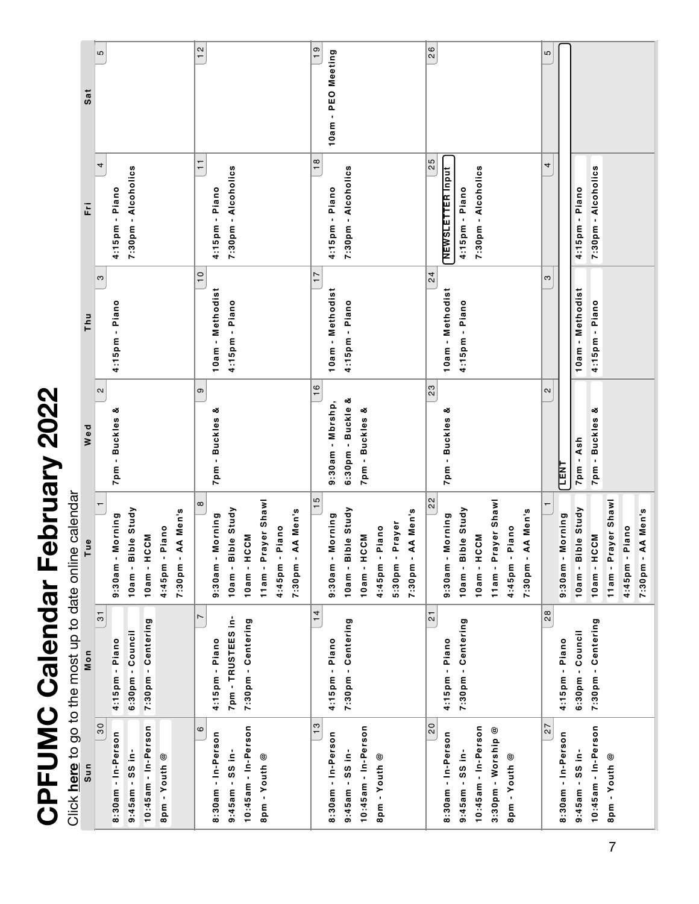# CPFUMC Calendar February 2022

Click here to go to the most up to date online calendar

| Sun | Mon | Tue | Wed | Thu | Fri | Sat |
|---|---|---|---|---|---|---|
| 30<br>8:30am - In-Person<br>9:45am - SS in-<br>10:45am - In-Person<br>8pm - Youth @ | 31<br>4:15pm - Piano<br>6:30pm - Council<br>7:30pm - Centering | 1<br>9:30am - Morning<br>10am - Bible Study<br>10am - HCCM<br>4:45pm - Piano<br>7:30pm - AA Men's | 2<br>7pm - Buckles & | 3<br>4:15pm - Piano | 4<br>4:15pm - Piano<br>7:30pm - Alcoholics | 5 |
| 6<br>8:30am - In-Person<br>9:45am - SS in-<br>10:45am - In-Person<br>8pm - Youth @ | 7<br>4:15pm - Piano<br>7pm - TRUSTEES in-<br>7:30pm - Centering | 8<br>9:30am - Morning<br>10am - Bible Study<br>10am - HCCM<br>11am - Prayer Shawl<br>4:45pm - Piano<br>7:30pm - AA Men's | 9<br>7pm - Buckles & | 10<br>10am - Methodist<br>4:15pm - Piano | 11<br>4:15pm - Piano<br>7:30pm - Alcoholics | 12 |
| 13<br>8:30am - In-Person<br>9:45am - SS in-<br>10:45am - In-Person<br>8pm - Youth @ | 14<br>4:15pm - Piano<br>7:30pm - Centering | 15<br>9:30am - Morning<br>10am - Bible Study<br>10am - HCCM<br>4:45pm - Piano<br>5:30pm - Prayer<br>7:30pm - AA Men's | 16<br>9:30am - Mbrshp,<br>6:30pm - Buckle &<br>7pm - Buckles & | 17<br>10am - Methodist<br>4:15pm - Piano | 18<br>4:15pm - Piano<br>7:30pm - Alcoholics | 19<br>10am - PEO Meeting |
| 20<br>8:30am - In-Person<br>9:45am - SS in-<br>10:45am - In-Person<br>3:30pm - Worship @<br>8pm - Youth @ | 21<br>4:15pm - Piano<br>7:30pm - Centering | 22<br>9:30am - Morning<br>10am - Bible Study<br>10am - HCCM<br>11am - Prayer Shawl<br>4:45pm - Piano<br>7:30pm - AA Men's | 23<br>7pm - Buckles & | 24<br>10am - Methodist<br>4:15pm - Piano | 25<br>NEWSLETTER Input<br>4:15pm - Piano<br>7:30pm - Alcoholics | 26 |
| 27<br>8:30am - In-Person<br>9:45am - SS in-<br>10:45am - In-Person<br>8pm - Youth @ | 28<br>4:15pm - Piano<br>6:30pm - Council<br>7:30pm - Centering | 1<br>9:30am - Morning<br>10am - Bible Study<br>10am - HCCM<br>11am - Prayer Shawl<br>4:45pm - Piano<br>7:30pm - AA Men's | 2<br>LENT<br>7pm - Ash<br>7pm - Buckles & | 3<br>10am - Methodist<br>4:15pm - Piano | 4<br>4:15pm - Piano<br>7:30pm - Alcoholics | 5 |